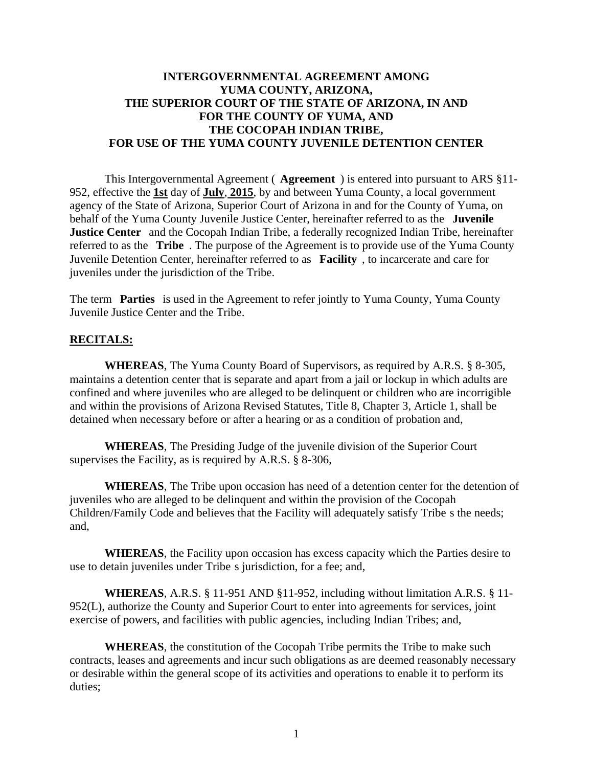# INTERGOVERNMENTAL AGREEMENT AMONG YUMA COUNTY, ARIZONA, THE SUPERIOR COURT OF THE STATE OF ARIZONA, IN AND FOR THE COUNTY OF YUMA, AND THE COCOPAH INDIAN TRIBE, FOR USE OF THE YUMA COUNTY JUVENILE DETENTION CENTER

This Intergovernmental Agreement ( **Agreement** ) is entered into pursuant to ARS §11-952, effective the **1st** day of **July, 2015**, by and between Yuma County, a local government agency of the State of Arizona, Superior Court of Arizona in and for the County of Yuma, on behalf of the Yuma County Juvenile Justice Center, hereinafter referred to as the **Juvenile Justice Center** and the Cocopah Indian Tribe, a federally recognized Indian Tribe, hereinafter referred to as the **Tribe** . The purpose of the Agreement is to provide use of the Yuma County Juvenile Detention Center, hereinafter referred to as **Facility** , to incarcerate and care for juveniles under the jurisdiction of the Tribe.

The term **Parties** is used in the Agreement to refer jointly to Yuma County, Yuma County Juvenile Justice Center and the Tribe.

**RECITALS:**

**WHEREAS**, The Yuma County Board of Supervisors, as required by A.R.S. § 8-305, maintains a detention center that is separate and apart from a jail or lockup in which adults are confined and where juveniles who are alleged to be delinquent or children who are incorrigible and within the provisions of Arizona Revised Statutes, Title 8, Chapter 3, Article 1, shall be detained when necessary before or after a hearing or as a condition of probation and,

**WHEREAS**, The Presiding Judge of the juvenile division of the Superior Court supervises the Facility, as is required by A.R.S. § 8-306,

**WHEREAS**, The Tribe upon occasion has need of a detention center for the detention of juveniles who are alleged to be delinquent and within the provision of the Cocopah Children/Family Code and believes that the Facility will adequately satisfy Tribe s the needs; and,

**WHEREAS**, the Facility upon occasion has excess capacity which the Parties desire to use to detain juveniles under Tribe s jurisdiction, for a fee; and,

**WHEREAS**, A.R.S. § 11-951 AND §11-952, including without limitation A.R.S. § 11-952(L), authorize the County and Superior Court to enter into agreements for services, joint exercise of powers, and facilities with public agencies, including Indian Tribes; and,

**WHEREAS**, the constitution of the Cocopah Tribe permits the Tribe to make such contracts, leases and agreements and incur such obligations as are deemed reasonably necessary or desirable within the general scope of its activities and operations to enable it to perform its duties;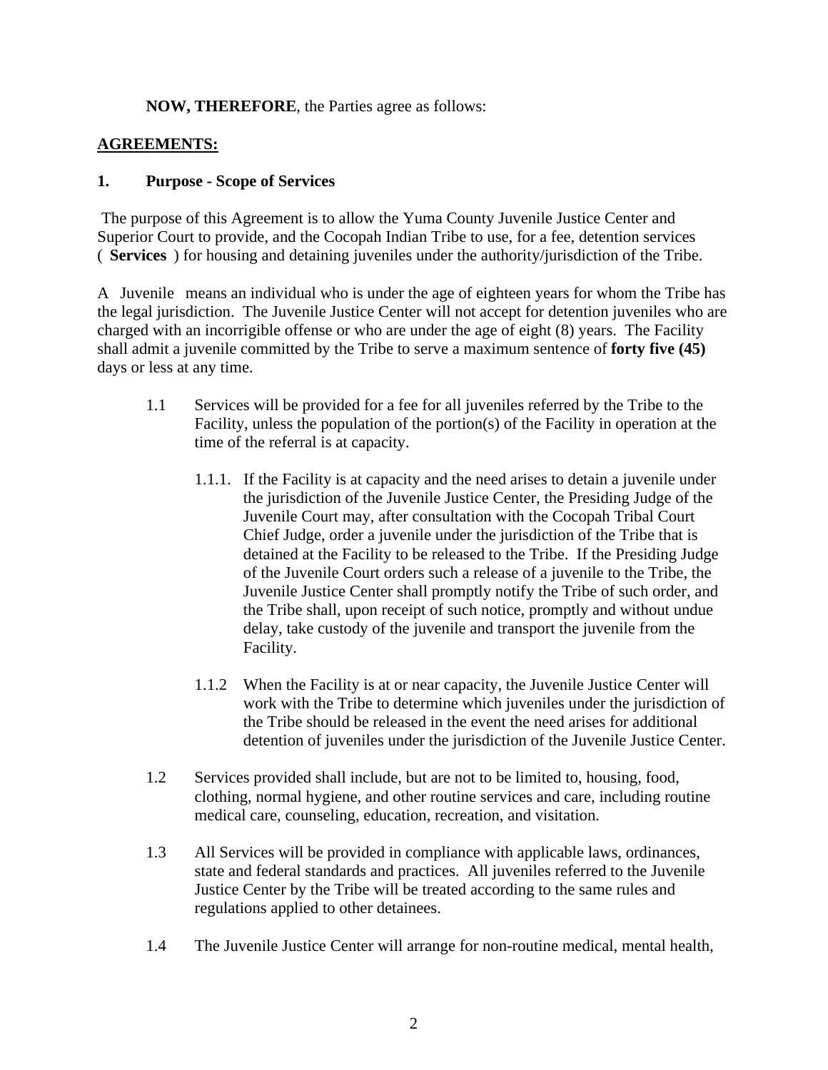**NOW, THEREFORE**, the Parties agree as follows:

**AGREEMENTS:**

**1. Purpose - Scope of Services**

The purpose of this Agreement is to allow the Yuma County Juvenile Justice Center and Superior Court to provide, and the Cocopah Indian Tribe to use, for a fee, detention services ( **Services** ) for housing and detaining juveniles under the authority/jurisdiction of the Tribe.

A Juvenile means an individual who is under the age of eighteen years for whom the Tribe has the legal jurisdiction. The Juvenile Justice Center will not accept for detention juveniles who are charged with an incorrigible offense or who are under the age of eight (8) years. The Facility shall admit a juvenile committed by the Tribe to serve a maximum sentence of **forty five (45)** days or less at any time.

1.1 Services will be provided for a fee for all juveniles referred by the Tribe to the Facility, unless the population of the portion(s) of the Facility in operation at the time of the referral is at capacity.

1.1.1. If the Facility is at capacity and the need arises to detain a juvenile under the jurisdiction of the Juvenile Justice Center, the Presiding Judge of the Juvenile Court may, after consultation with the Cocopah Tribal Court Chief Judge, order a juvenile under the jurisdiction of the Tribe that is detained at the Facility to be released to the Tribe. If the Presiding Judge of the Juvenile Court orders such a release of a juvenile to the Tribe, the Juvenile Justice Center shall promptly notify the Tribe of such order, and the Tribe shall, upon receipt of such notice, promptly and without undue delay, take custody of the juvenile and transport the juvenile from the Facility.

1.1.2 When the Facility is at or near capacity, the Juvenile Justice Center will work with the Tribe to determine which juveniles under the jurisdiction of the Tribe should be released in the event the need arises for additional detention of juveniles under the jurisdiction of the Juvenile Justice Center.

1.2 Services provided shall include, but are not to be limited to, housing, food, clothing, normal hygiene, and other routine services and care, including routine medical care, counseling, education, recreation, and visitation.

1.3 All Services will be provided in compliance with applicable laws, ordinances, state and federal standards and practices. All juveniles referred to the Juvenile Justice Center by the Tribe will be treated according to the same rules and regulations applied to other detainees.

1.4 The Juvenile Justice Center will arrange for non-routine medical, mental health,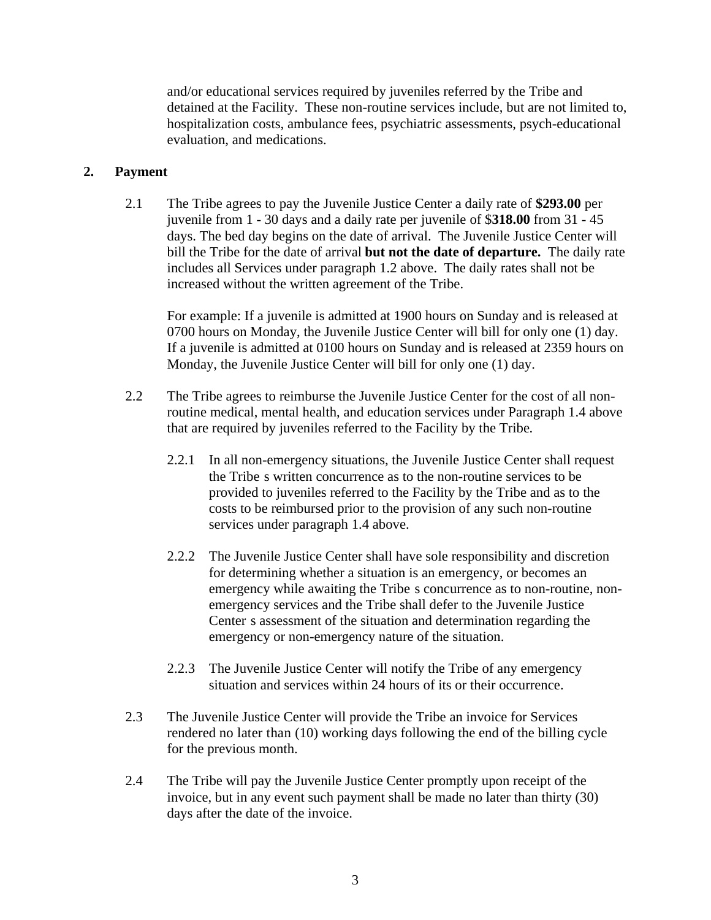and/or educational services required by juveniles referred by the Tribe and detained at the Facility. These non-routine services include, but are not limited to, hospitalization costs, ambulance fees, psychiatric assessments, psych-educational evaluation, and medications.

## 2. Payment

2.1 The Tribe agrees to pay the Juvenile Justice Center a daily rate of **$293.00** per juvenile from 1 - 30 days and a daily rate per juvenile of $**318.00** from 31 - 45 days. The bed day begins on the date of arrival. The Juvenile Justice Center will bill the Tribe for the date of arrival **but not the date of departure.** The daily rate includes all Services under paragraph 1.2 above. The daily rates shall not be increased without the written agreement of the Tribe.

For example: If a juvenile is admitted at 1900 hours on Sunday and is released at 0700 hours on Monday, the Juvenile Justice Center will bill for only one (1) day. If a juvenile is admitted at 0100 hours on Sunday and is released at 2359 hours on Monday, the Juvenile Justice Center will bill for only one (1) day.

2.2 The Tribe agrees to reimburse the Juvenile Justice Center for the cost of all non-routine medical, mental health, and education services under Paragraph 1.4 above that are required by juveniles referred to the Facility by the Tribe.

2.2.1 In all non-emergency situations, the Juvenile Justice Center shall request the Tribe s written concurrence as to the non-routine services to be provided to juveniles referred to the Facility by the Tribe and as to the costs to be reimbursed prior to the provision of any such non-routine services under paragraph 1.4 above.

2.2.2 The Juvenile Justice Center shall have sole responsibility and discretion for determining whether a situation is an emergency, or becomes an emergency while awaiting the Tribe s concurrence as to non-routine, non-emergency services and the Tribe shall defer to the Juvenile Justice Center s assessment of the situation and determination regarding the emergency or non-emergency nature of the situation.

2.2.3 The Juvenile Justice Center will notify the Tribe of any emergency situation and services within 24 hours of its or their occurrence.

2.3 The Juvenile Justice Center will provide the Tribe an invoice for Services rendered no later than (10) working days following the end of the billing cycle for the previous month.

2.4 The Tribe will pay the Juvenile Justice Center promptly upon receipt of the invoice, but in any event such payment shall be made no later than thirty (30) days after the date of the invoice.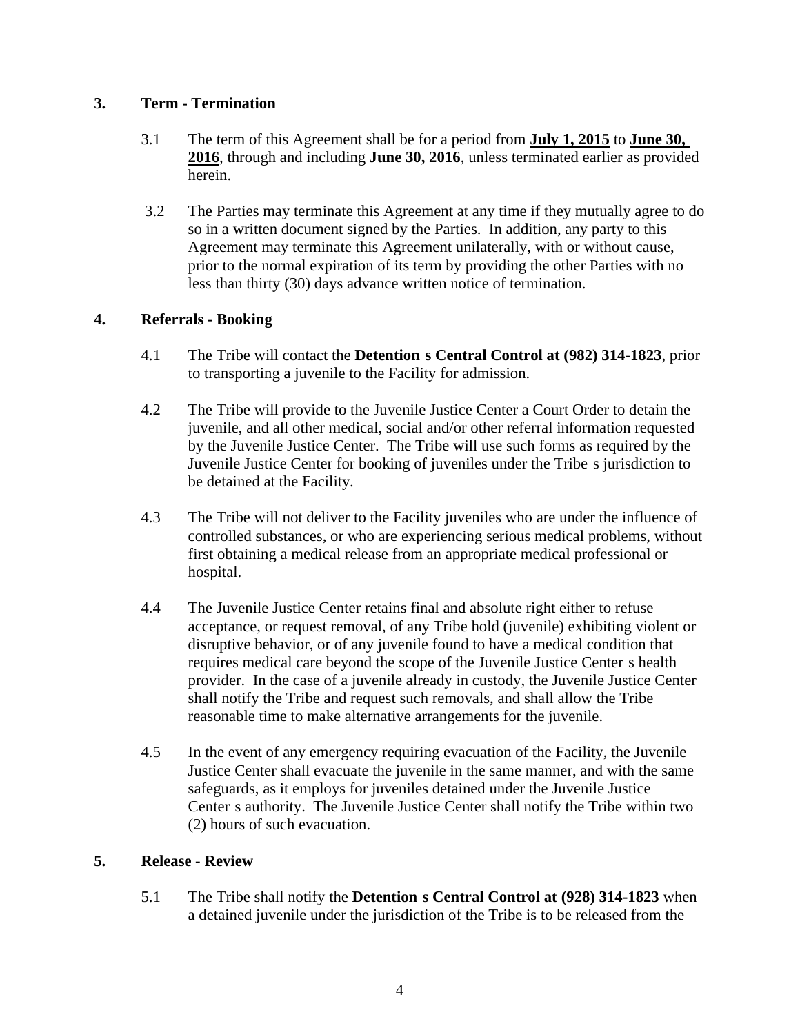## 3. Term - Termination

3.1 The term of this Agreement shall be for a period from **July 1, 2015** to **June 30, 2016**, through and including **June 30, 2016**, unless terminated earlier as provided herein.

3.2 The Parties may terminate this Agreement at any time if they mutually agree to do so in a written document signed by the Parties. In addition, any party to this Agreement may terminate this Agreement unilaterally, with or without cause, prior to the normal expiration of its term by providing the other Parties with no less than thirty (30) days advance written notice of termination.

## 4. Referrals - Booking

4.1 The Tribe will contact the **Detention s Central Control at (982) 314-1823**, prior to transporting a juvenile to the Facility for admission.

4.2 The Tribe will provide to the Juvenile Justice Center a Court Order to detain the juvenile, and all other medical, social and/or other referral information requested by the Juvenile Justice Center. The Tribe will use such forms as required by the Juvenile Justice Center for booking of juveniles under the Tribe s jurisdiction to be detained at the Facility.

4.3 The Tribe will not deliver to the Facility juveniles who are under the influence of controlled substances, or who are experiencing serious medical problems, without first obtaining a medical release from an appropriate medical professional or hospital.

4.4 The Juvenile Justice Center retains final and absolute right either to refuse acceptance, or request removal, of any Tribe hold (juvenile) exhibiting violent or disruptive behavior, or of any juvenile found to have a medical condition that requires medical care beyond the scope of the Juvenile Justice Center s health provider. In the case of a juvenile already in custody, the Juvenile Justice Center shall notify the Tribe and request such removals, and shall allow the Tribe reasonable time to make alternative arrangements for the juvenile.

4.5 In the event of any emergency requiring evacuation of the Facility, the Juvenile Justice Center shall evacuate the juvenile in the same manner, and with the same safeguards, as it employs for juveniles detained under the Juvenile Justice Center s authority. The Juvenile Justice Center shall notify the Tribe within two (2) hours of such evacuation.

## 5. Release - Review

5.1 The Tribe shall notify the **Detention s Central Control at (928) 314-1823** when a detained juvenile under the jurisdiction of the Tribe is to be released from the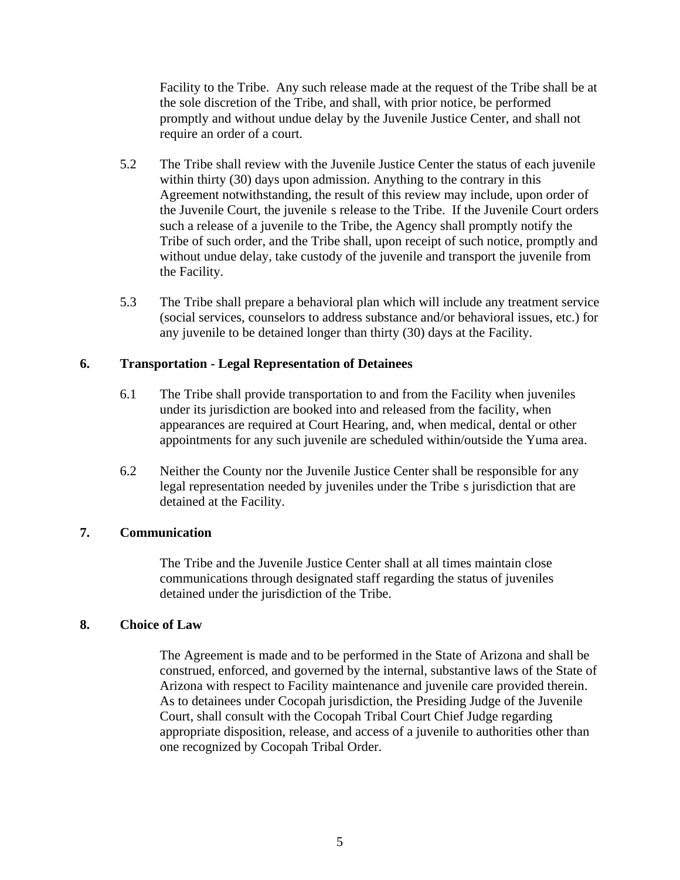Facility to the Tribe. Any such release made at the request of the Tribe shall be at the sole discretion of the Tribe, and shall, with prior notice, be performed promptly and without undue delay by the Juvenile Justice Center, and shall not require an order of a court.

5.2 The Tribe shall review with the Juvenile Justice Center the status of each juvenile within thirty (30) days upon admission. Anything to the contrary in this Agreement notwithstanding, the result of this review may include, upon order of the Juvenile Court, the juvenile s release to the Tribe. If the Juvenile Court orders such a release of a juvenile to the Tribe, the Agency shall promptly notify the Tribe of such order, and the Tribe shall, upon receipt of such notice, promptly and without undue delay, take custody of the juvenile and transport the juvenile from the Facility.

5.3 The Tribe shall prepare a behavioral plan which will include any treatment service (social services, counselors to address substance and/or behavioral issues, etc.) for any juvenile to be detained longer than thirty (30) days at the Facility.

## 6. Transportation - Legal Representation of Detainees

6.1 The Tribe shall provide transportation to and from the Facility when juveniles under its jurisdiction are booked into and released from the facility, when appearances are required at Court Hearing, and, when medical, dental or other appointments for any such juvenile are scheduled within/outside the Yuma area.

6.2 Neither the County nor the Juvenile Justice Center shall be responsible for any legal representation needed by juveniles under the Tribe s jurisdiction that are detained at the Facility.

## 7. Communication

The Tribe and the Juvenile Justice Center shall at all times maintain close communications through designated staff regarding the status of juveniles detained under the jurisdiction of the Tribe.

## 8. Choice of Law

The Agreement is made and to be performed in the State of Arizona and shall be construed, enforced, and governed by the internal, substantive laws of the State of Arizona with respect to Facility maintenance and juvenile care provided therein. As to detainees under Cocopah jurisdiction, the Presiding Judge of the Juvenile Court, shall consult with the Cocopah Tribal Court Chief Judge regarding appropriate disposition, release, and access of a juvenile to authorities other than one recognized by Cocopah Tribal Order.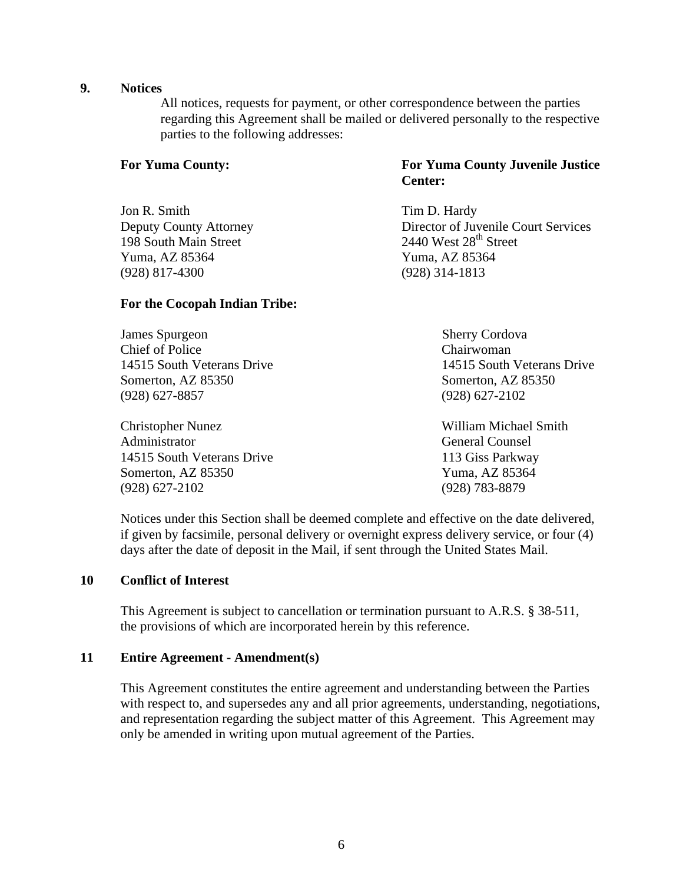**9. Notices**

All notices, requests for payment, or other correspondence between the parties regarding this Agreement shall be mailed or delivered personally to the respective parties to the following addresses:

**For Yuma County:**

Jon R. Smith
Deputy County Attorney
198 South Main Street
Yuma, AZ 85364
(928) 817-4300

**For Yuma County Juvenile Justice Center:**

Tim D. Hardy
Director of Juvenile Court Services
2440 West 28th Street
Yuma, AZ 85364
(928) 314-1813

**For the Cocopah Indian Tribe:**

James Spurgeon
Chief of Police
14515 South Veterans Drive
Somerton, AZ 85350
(928) 627-8857

Sherry Cordova
Chairwoman
14515 South Veterans Drive
Somerton, AZ 85350
(928) 627-2102

Christopher Nunez
Administrator
14515 South Veterans Drive
Somerton, AZ 85350
(928) 627-2102

William Michael Smith
General Counsel
113 Giss Parkway
Yuma, AZ 85364
(928) 783-8879

Notices under this Section shall be deemed complete and effective on the date delivered, if given by facsimile, personal delivery or overnight express delivery service, or four (4) days after the date of deposit in the Mail, if sent through the United States Mail.

**10 Conflict of Interest**

This Agreement is subject to cancellation or termination pursuant to A.R.S. § 38-511, the provisions of which are incorporated herein by this reference.

**11 Entire Agreement - Amendment(s)**

This Agreement constitutes the entire agreement and understanding between the Parties with respect to, and supersedes any and all prior agreements, understanding, negotiations, and representation regarding the subject matter of this Agreement. This Agreement may only be amended in writing upon mutual agreement of the Parties.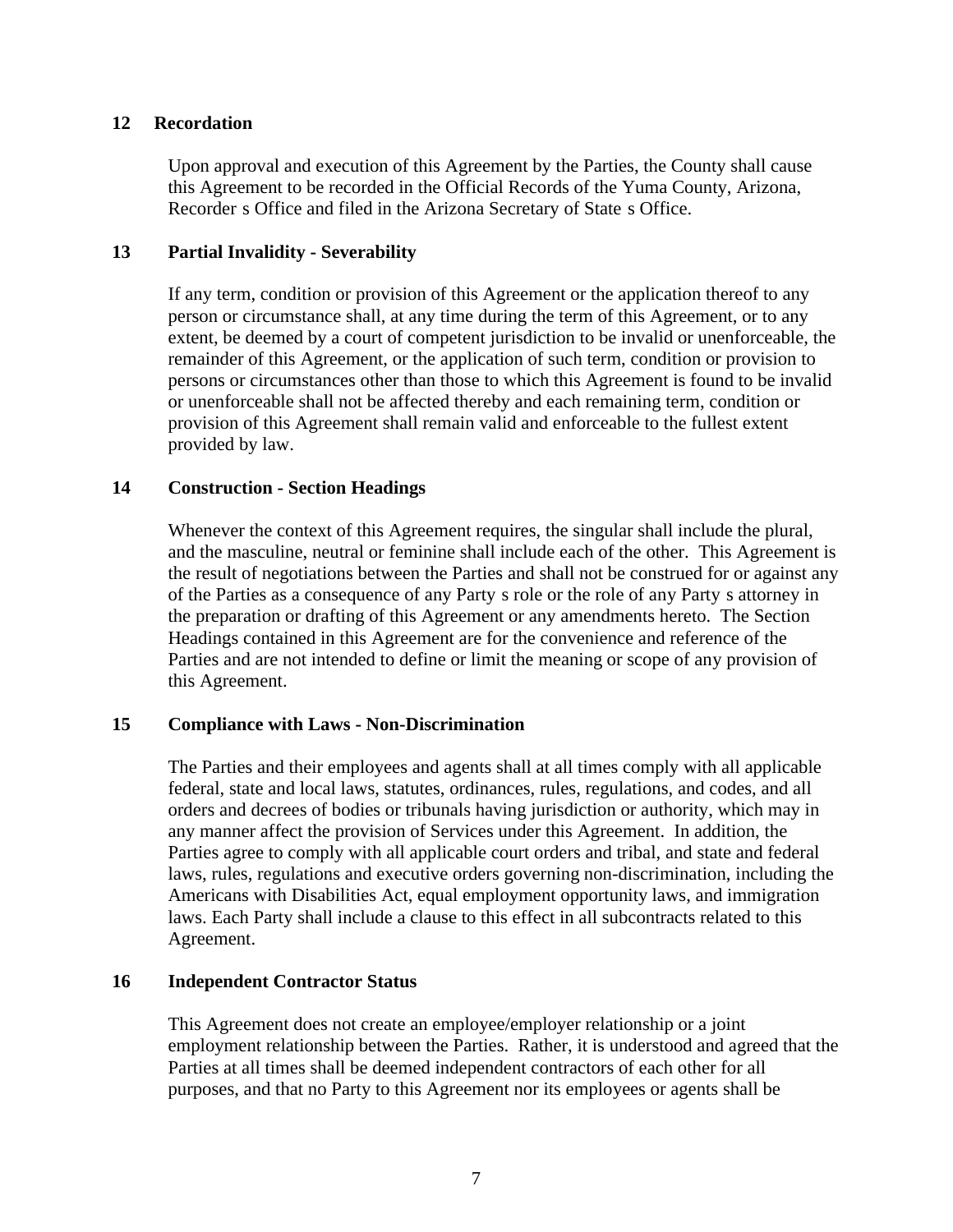## 12 Recordation

Upon approval and execution of this Agreement by the Parties, the County shall cause this Agreement to be recorded in the Official Records of the Yuma County, Arizona, Recorder s Office and filed in the Arizona Secretary of State s Office.

## 13 Partial Invalidity - Severability

If any term, condition or provision of this Agreement or the application thereof to any person or circumstance shall, at any time during the term of this Agreement, or to any extent, be deemed by a court of competent jurisdiction to be invalid or unenforceable, the remainder of this Agreement, or the application of such term, condition or provision to persons or circumstances other than those to which this Agreement is found to be invalid or unenforceable shall not be affected thereby and each remaining term, condition or provision of this Agreement shall remain valid and enforceable to the fullest extent provided by law.

## 14 Construction - Section Headings

Whenever the context of this Agreement requires, the singular shall include the plural, and the masculine, neutral or feminine shall include each of the other. This Agreement is the result of negotiations between the Parties and shall not be construed for or against any of the Parties as a consequence of any Party s role or the role of any Party s attorney in the preparation or drafting of this Agreement or any amendments hereto. The Section Headings contained in this Agreement are for the convenience and reference of the Parties and are not intended to define or limit the meaning or scope of any provision of this Agreement.

## 15 Compliance with Laws - Non-Discrimination

The Parties and their employees and agents shall at all times comply with all applicable federal, state and local laws, statutes, ordinances, rules, regulations, and codes, and all orders and decrees of bodies or tribunals having jurisdiction or authority, which may in any manner affect the provision of Services under this Agreement. In addition, the Parties agree to comply with all applicable court orders and tribal, and state and federal laws, rules, regulations and executive orders governing non-discrimination, including the Americans with Disabilities Act, equal employment opportunity laws, and immigration laws. Each Party shall include a clause to this effect in all subcontracts related to this Agreement.

## 16 Independent Contractor Status

This Agreement does not create an employee/employer relationship or a joint employment relationship between the Parties. Rather, it is understood and agreed that the Parties at all times shall be deemed independent contractors of each other for all purposes, and that no Party to this Agreement nor its employees or agents shall be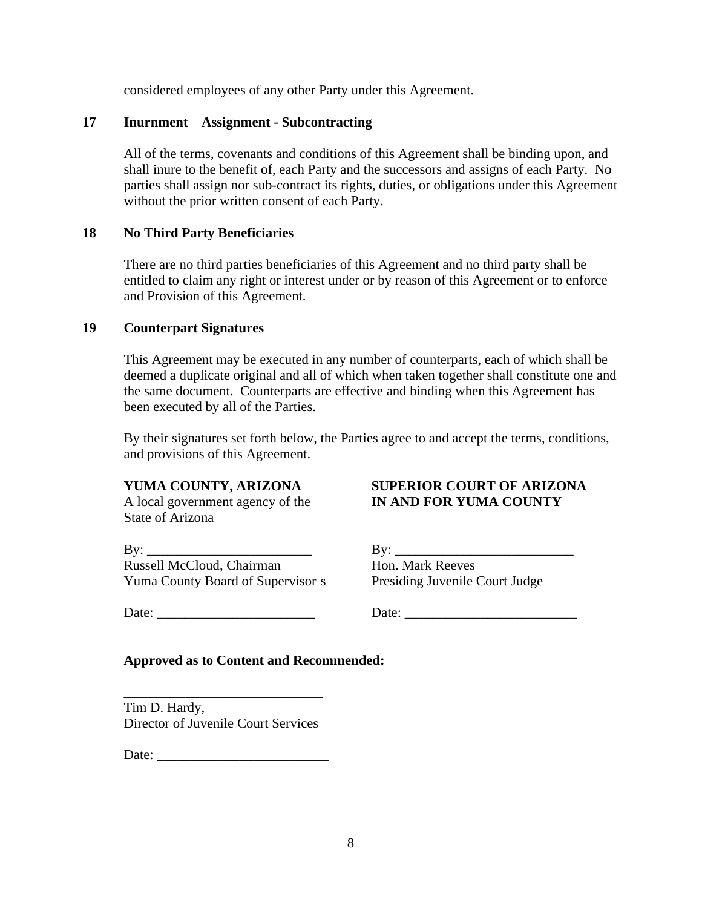considered employees of any other Party under this Agreement.

**17 Inurnment Assignment - Subcontracting**

All of the terms, covenants and conditions of this Agreement shall be binding upon, and shall inure to the benefit of, each Party and the successors and assigns of each Party. No parties shall assign nor sub-contract its rights, duties, or obligations under this Agreement without the prior written consent of each Party.

**18 No Third Party Beneficiaries**

There are no third parties beneficiaries of this Agreement and no third party shall be entitled to claim any right or interest under or by reason of this Agreement or to enforce and Provision of this Agreement.

**19 Counterpart Signatures**

This Agreement may be executed in any number of counterparts, each of which shall be deemed a duplicate original and all of which when taken together shall constitute one and the same document. Counterparts are effective and binding when this Agreement has been executed by all of the Parties.

By their signatures set forth below, the Parties agree to and accept the terms, conditions, and provisions of this Agreement.

**YUMA COUNTY, ARIZONA**
A local government agency of the State of Arizona

By: ________________________
Russell McCloud, Chairman
Yuma County Board of Supervisor s

Date: _______________________

**SUPERIOR COURT OF ARIZONA IN AND FOR YUMA COUNTY**

By: __________________________
Hon. Mark Reeves
Presiding Juvenile Court Judge

Date: _________________________

**Approved as to Content and Recommended:**

_____________________________
Tim D. Hardy,
Director of Juvenile Court Services

Date: _________________________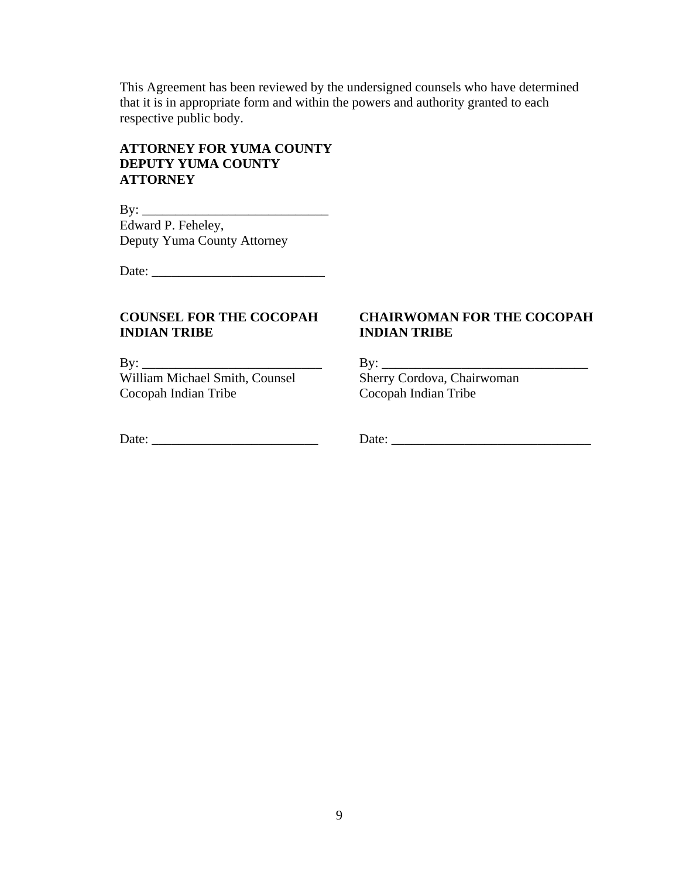This Agreement has been reviewed by the undersigned counsels who have determined that it is in appropriate form and within the powers and authority granted to each respective public body.

**ATTORNEY FOR YUMA COUNTY DEPUTY YUMA COUNTY ATTORNEY**

By: ____________________________
Edward P. Feheley,
Deputy Yuma County Attorney

Date: __________________________

**COUNSEL FOR THE COCOPAH INDIAN TRIBE**

By: ___________________________
William Michael Smith, Counsel
Cocopah Indian Tribe

Date: _________________________

**CHAIRWOMAN FOR THE COCOPAH INDIAN TRIBE**

By: _______________________________
Sherry Cordova, Chairwoman
Cocopah Indian Tribe

Date: ______________________________